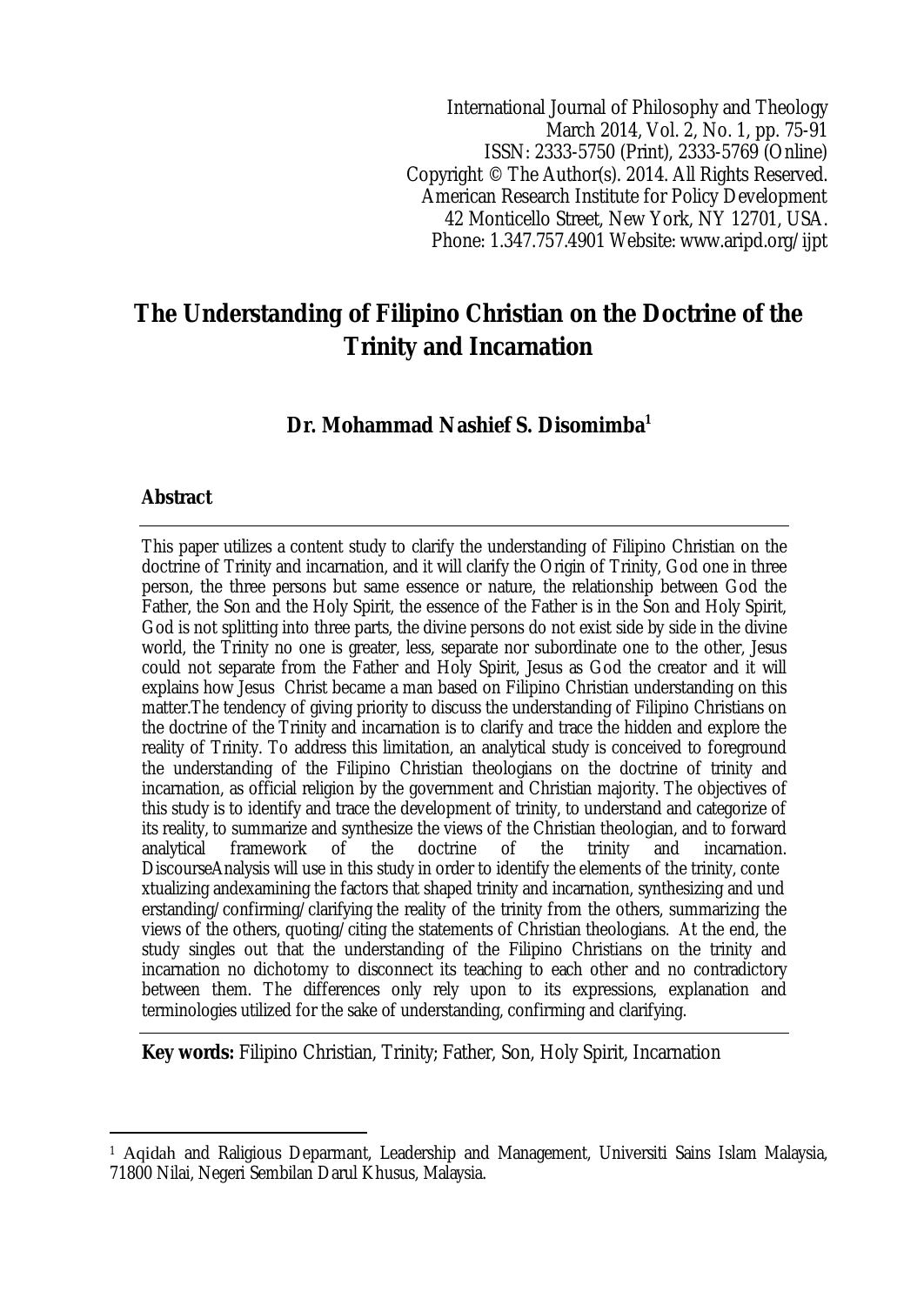International Journal of Philosophy and Theology
March 2014, Vol. 2, No. 1, pp. 75-91
ISSN: 2333-5750 (Print), 2333-5769 (Online)
Copyright © The Author(s). 2014. All Rights Reserved.
American Research Institute for Policy Development
42 Monticello Street, New York, NY 12701, USA.
Phone: 1.347.757.4901 Website: www.aripd.org/ijpt

# The Understanding of Filipino Christian on the Doctrine of the Trinity and Incarnation

## Dr. Mohammad Nashief S. Disomimba[1]

### Abstract

This paper utilizes a content study to clarify the understanding of Filipino Christian on the doctrine of Trinity and incarnation, and it will clarify the Origin of Trinity, God one in three person, the three persons but same essence or nature, the relationship between God the Father, the Son and the Holy Spirit, the essence of the Father is in the Son and Holy Spirit, God is not splitting into three parts, the divine persons do not exist side by side in the divine world, the Trinity no one is greater, less, separate nor subordinate one to the other, Jesus could not separate from the Father and Holy Spirit, Jesus as God the creator and it will explains how Jesus Christ became a man based on Filipino Christian understanding on this matter.The tendency of giving priority to discuss the understanding of Filipino Christians on the doctrine of the Trinity and incarnation is to clarify and trace the hidden and explore the reality of Trinity. To address this limitation, an analytical study is conceived to foreground the understanding of the Filipino Christian theologians on the doctrine of trinity and incarnation, as official religion by the government and Christian majority. The objectives of this study is to identify and trace the development of trinity, to understand and categorize of its reality, to summarize and synthesize the views of the Christian theologian, and to forward analytical framework of the doctrine of the trinity and incarnation. DiscourseAnalysis will use in this study in order to identify the elements of the trinity, conte xtualizing andexamining the factors that shaped trinity and incarnation, synthesizing and und erstanding/confirming/clarifying the reality of the trinity from the others, summarizing the views of the others, quoting/citing the statements of Christian theologians. At the end, the study singles out that the understanding of the Filipino Christians on the trinity and incarnation no dichotomy to disconnect its teaching to each other and no contradictory between them. The differences only rely upon to its expressions, explanation and terminologies utilized for the sake of understanding, confirming and clarifying.

**Key words:** Filipino Christian, Trinity; Father, Son, Holy Spirit, Incarnation

[1] Aqidah and Raligious Deparmant, Leadership and Management, Universiti Sains Islam Malaysia, 71800 Nilai, Negeri Sembilan Darul Khusus, Malaysia.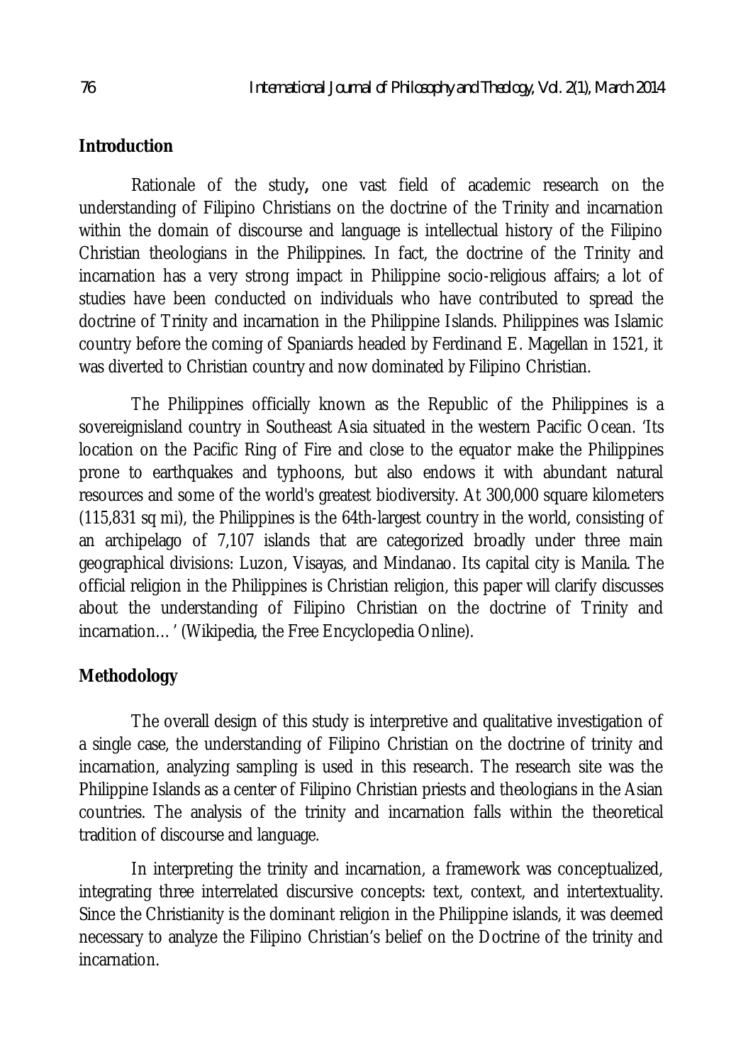## Introduction

Rationale of the study**,** one vast field of academic research on the understanding of Filipino Christians on the doctrine of the Trinity and incarnation within the domain of discourse and language is intellectual history of the Filipino Christian theologians in the Philippines. In fact, the doctrine of the Trinity and incarnation has a very strong impact in Philippine socio-religious affairs; a lot of studies have been conducted on individuals who have contributed to spread the doctrine of Trinity and incarnation in the Philippine Islands. Philippines was Islamic country before the coming of Spaniards headed by Ferdinand E. Magellan in 1521, it was diverted to Christian country and now dominated by Filipino Christian.

The Philippines officially known as the Republic of the Philippines is a sovereignisland country in Southeast Asia situated in the western Pacific Ocean. 'Its location on the Pacific Ring of Fire and close to the equator make the Philippines prone to earthquakes and typhoons, but also endows it with abundant natural resources and some of the world's greatest biodiversity. At 300,000 square kilometers (115,831 sq mi), the Philippines is the 64th-largest country in the world, consisting of an archipelago of 7,107 islands that are categorized broadly under three main geographical divisions: Luzon, Visayas, and Mindanao. Its capital city is Manila. The official religion in the Philippines is Christian religion, this paper will clarify discusses about the understanding of Filipino Christian on the doctrine of Trinity and incarnation… ' (Wikipedia, the Free Encyclopedia Online).

## Methodology

The overall design of this study is interpretive and qualitative investigation of a single case, the understanding of Filipino Christian on the doctrine of trinity and incarnation, analyzing sampling is used in this research. The research site was the Philippine Islands as a center of Filipino Christian priests and theologians in the Asian countries. The analysis of the trinity and incarnation falls within the theoretical tradition of discourse and language.

In interpreting the trinity and incarnation, a framework was conceptualized, integrating three interrelated discursive concepts: text, context, and intertextuality. Since the Christianity is the dominant religion in the Philippine islands, it was deemed necessary to analyze the Filipino Christian's belief on the Doctrine of the trinity and incarnation.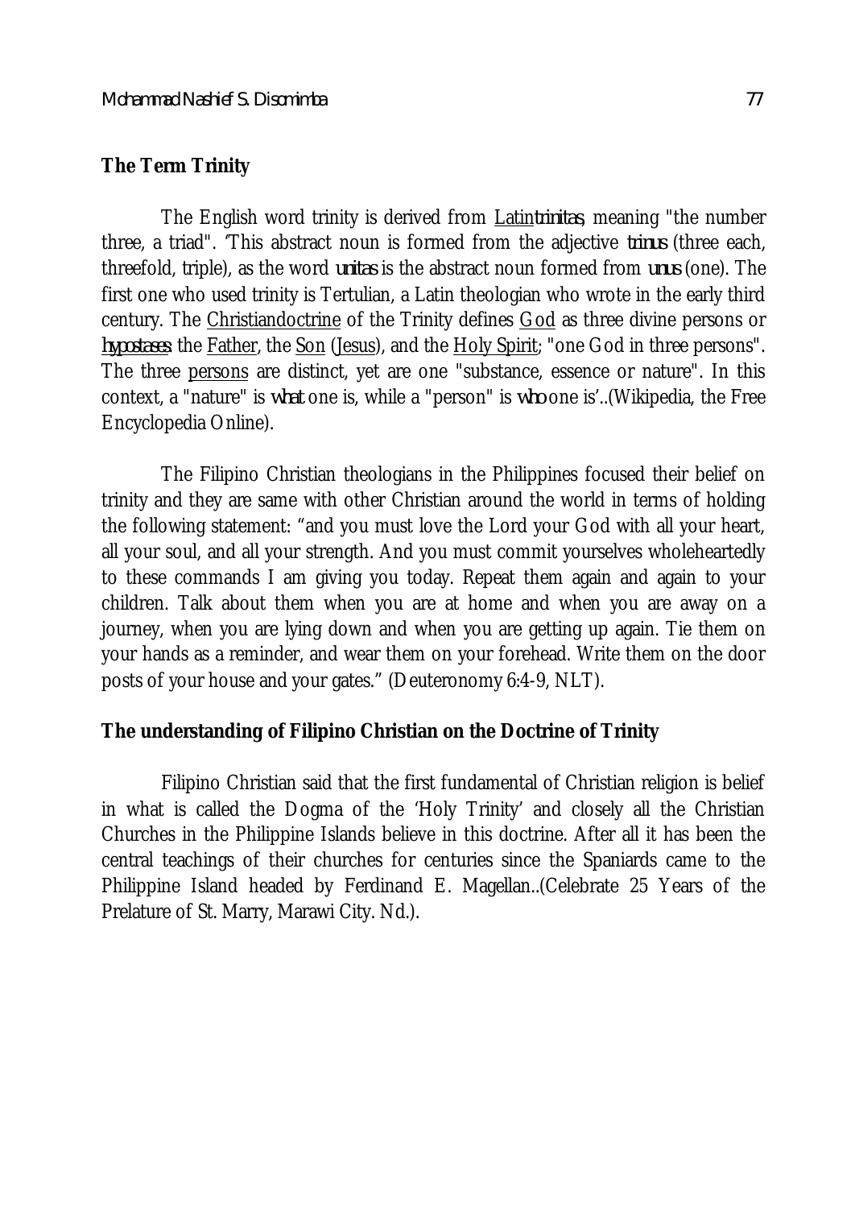### The Term Trinity

The English word trinity is derived from Latin*trinitas*, meaning "the number three, a triad". 'This abstract noun is formed from the adjective *trinus* (three each, threefold, triple), as the word *unitas* is the abstract noun formed from *unus* (one). The first one who used trinity is Tertulian, a Latin theologian who wrote in the early third century. The Christiandoctrine of the Trinity defines God as three divine persons or *hypostases*: the Father, the Son (Jesus), and the Holy Spirit; "one God in three persons". The three persons are distinct, yet are one "substance, essence or nature". In this context, a "nature" is *what* one is, while a "person" is *who* one is'..(Wikipedia, the Free Encyclopedia Online).

The Filipino Christian theologians in the Philippines focused their belief on trinity and they are same with other Christian around the world in terms of holding the following statement: "and you must love the Lord your God with all your heart, all your soul, and all your strength. And you must commit yourselves wholeheartedly to these commands I am giving you today. Repeat them again and again to your children. Talk about them when you are at home and when you are away on a journey, when you are lying down and when you are getting up again. Tie them on your hands as a reminder, and wear them on your forehead. Write them on the door posts of your house and your gates." (Deuteronomy 6:4-9, NLT).

### The understanding of Filipino Christian on the Doctrine of Trinity

Filipino Christian said that the first fundamental of Christian religion is belief in what is called the Dogma of the 'Holy Trinity' and closely all the Christian Churches in the Philippine Islands believe in this doctrine. After all it has been the central teachings of their churches for centuries since the Spaniards came to the Philippine Island headed by Ferdinand E. Magellan..(Celebrate 25 Years of the Prelature of St. Marry, Marawi City. Nd.).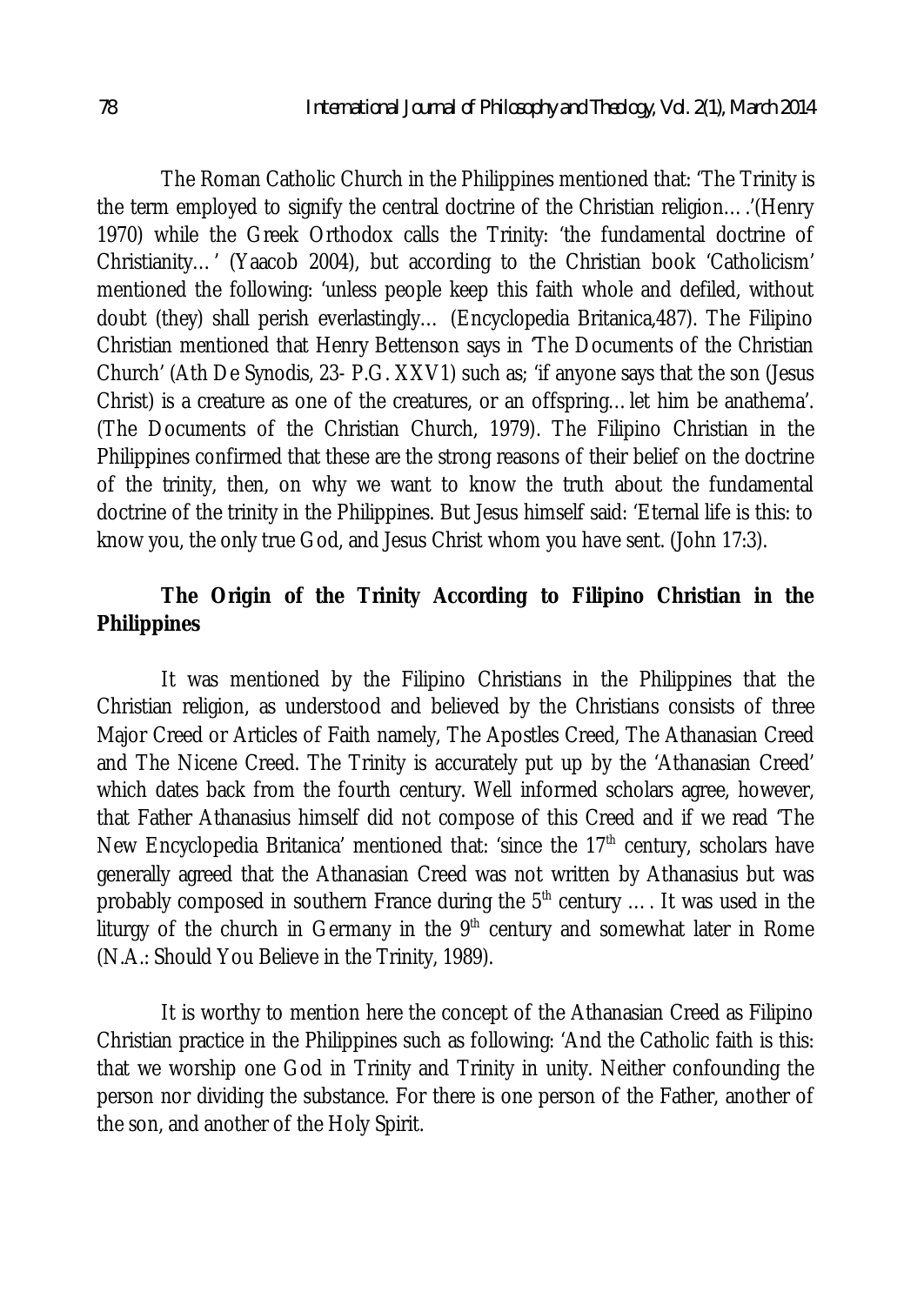The Roman Catholic Church in the Philippines mentioned that: 'The Trinity is the term employed to signify the central doctrine of the Christian religion….'(Henry 1970) while the Greek Orthodox calls the Trinity: 'the fundamental doctrine of Christianity…' (Yaacob 2004), but according to the Christian book 'Catholicism' mentioned the following: 'unless people keep this faith whole and defiled, without doubt (they) shall perish everlastingly… (Encyclopedia Britanica,487). The Filipino Christian mentioned that Henry Bettenson says in 'The Documents of the Christian Church' (Ath De Synodis, 23- P.G. XXV1) such as; 'if anyone says that the son (Jesus Christ) is a creature as one of the creatures, or an offspring…let him be anathema'. (The Documents of the Christian Church, 1979). The Filipino Christian in the Philippines confirmed that these are the strong reasons of their belief on the doctrine of the trinity, then, on why we want to know the truth about the fundamental doctrine of the trinity in the Philippines. But Jesus himself said: 'Eternal life is this: to know you, the only true God, and Jesus Christ whom you have sent. (John 17:3).

## The Origin of the Trinity According to Filipino Christian in the Philippines

It was mentioned by the Filipino Christians in the Philippines that the Christian religion, as understood and believed by the Christians consists of three Major Creed or Articles of Faith namely, The Apostles Creed, The Athanasian Creed and The Nicene Creed. The Trinity is accurately put up by the 'Athanasian Creed' which dates back from the fourth century. Well informed scholars agree, however, that Father Athanasius himself did not compose of this Creed and if we read 'The New Encyclopedia Britanica' mentioned that: 'since the 17th century, scholars have generally agreed that the Athanasian Creed was not written by Athanasius but was probably composed in southern France during the 5th century …. It was used in the liturgy of the church in Germany in the 9th century and somewhat later in Rome (N.A.: Should You Believe in the Trinity, 1989).

It is worthy to mention here the concept of the Athanasian Creed as Filipino Christian practice in the Philippines such as following: 'And the Catholic faith is this: that we worship one God in Trinity and Trinity in unity. Neither confounding the person nor dividing the substance. For there is one person of the Father, another of the son, and another of the Holy Spirit.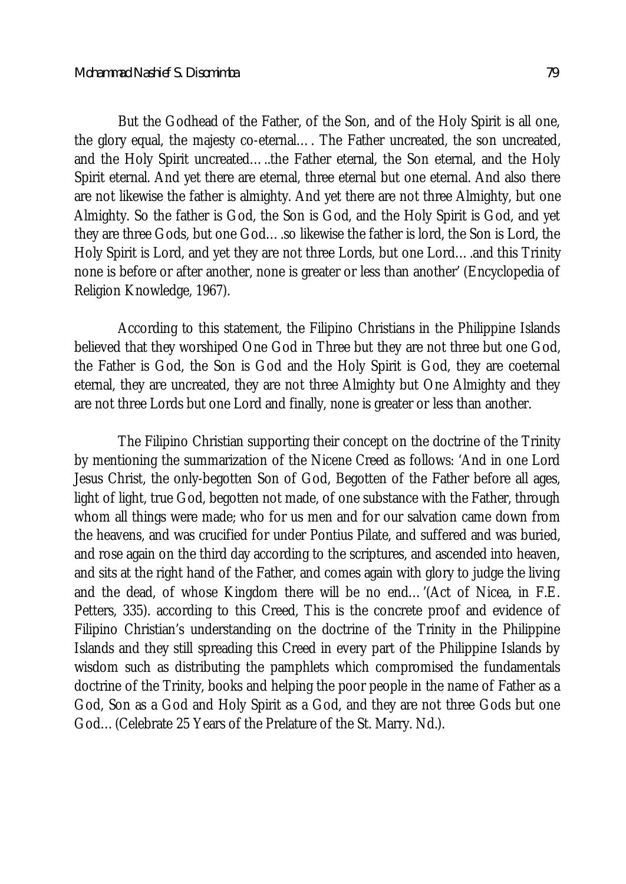But the Godhead of the Father, of the Son, and of the Holy Spirit is all one, the glory equal, the majesty co-eternal…. The Father uncreated, the son uncreated, and the Holy Spirit uncreated…..the Father eternal, the Son eternal, and the Holy Spirit eternal. And yet there are eternal, three eternal but one eternal. And also there are not likewise the father is almighty. And yet there are not three Almighty, but one Almighty. So the father is God, the Son is God, and the Holy Spirit is God, and yet they are three Gods, but one God….so likewise the father is lord, the Son is Lord, the Holy Spirit is Lord, and yet they are not three Lords, but one Lord….and this Trinity none is before or after another, none is greater or less than another' (Encyclopedia of Religion Knowledge, 1967).

According to this statement, the Filipino Christians in the Philippine Islands believed that they worshiped One God in Three but they are not three but one God, the Father is God, the Son is God and the Holy Spirit is God, they are coeternal eternal, they are uncreated, they are not three Almighty but One Almighty and they are not three Lords but one Lord and finally, none is greater or less than another.

The Filipino Christian supporting their concept on the doctrine of the Trinity by mentioning the summarization of the Nicene Creed as follows: 'And in one Lord Jesus Christ, the only-begotten Son of God, Begotten of the Father before all ages, light of light, true God, begotten not made, of one substance with the Father, through whom all things were made; who for us men and for our salvation came down from the heavens, and was crucified for under Pontius Pilate, and suffered and was buried, and rose again on the third day according to the scriptures, and ascended into heaven, and sits at the right hand of the Father, and comes again with glory to judge the living and the dead, of whose Kingdom there will be no end…'(Act of Nicea, in F.E. Petters, 335). according to this Creed, This is the concrete proof and evidence of Filipino Christian's understanding on the doctrine of the Trinity in the Philippine Islands and they still spreading this Creed in every part of the Philippine Islands by wisdom such as distributing the pamphlets which compromised the fundamentals doctrine of the Trinity, books and helping the poor people in the name of Father as a God, Son as a God and Holy Spirit as a God, and they are not three Gods but one God…(Celebrate 25 Years of the Prelature of the St. Marry. Nd.).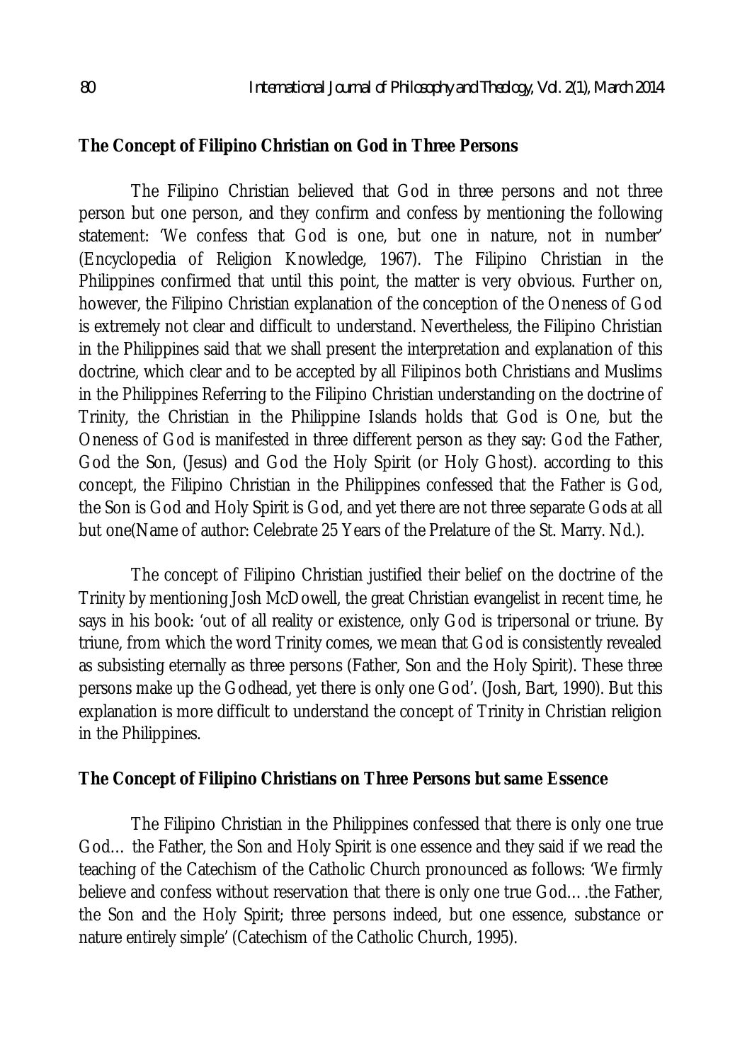**The Concept of Filipino Christian on God in Three Persons**

The Filipino Christian believed that God in three persons and not three person but one person, and they confirm and confess by mentioning the following statement: 'We confess that God is one, but one in nature, not in number' (Encyclopedia of Religion Knowledge, 1967). The Filipino Christian in the Philippines confirmed that until this point, the matter is very obvious. Further on, however, the Filipino Christian explanation of the conception of the Oneness of God is extremely not clear and difficult to understand. Nevertheless, the Filipino Christian in the Philippines said that we shall present the interpretation and explanation of this doctrine, which clear and to be accepted by all Filipinos both Christians and Muslims in the Philippines Referring to the Filipino Christian understanding on the doctrine of Trinity, the Christian in the Philippine Islands holds that God is One, but the Oneness of God is manifested in three different person as they say: God the Father, God the Son, (Jesus) and God the Holy Spirit (or Holy Ghost). according to this concept, the Filipino Christian in the Philippines confessed that the Father is God, the Son is God and Holy Spirit is God, and yet there are not three separate Gods at all but one(Name of author: Celebrate 25 Years of the Prelature of the St. Marry. Nd.).

The concept of Filipino Christian justified their belief on the doctrine of the Trinity by mentioning Josh McDowell, the great Christian evangelist in recent time, he says in his book: 'out of all reality or existence, only God is tripersonal or triune. By triune, from which the word Trinity comes, we mean that God is consistently revealed as subsisting eternally as three persons (Father, Son and the Holy Spirit). These three persons make up the Godhead, yet there is only one God'. (Josh, Bart, 1990). But this explanation is more difficult to understand the concept of Trinity in Christian religion in the Philippines.

**The Concept of Filipino Christians on Three Persons but same Essence**

The Filipino Christian in the Philippines confessed that there is only one true God… the Father, the Son and Holy Spirit is one essence and they said if we read the teaching of the Catechism of the Catholic Church pronounced as follows: 'We firmly believe and confess without reservation that there is only one true God….the Father, the Son and the Holy Spirit; three persons indeed, but one essence, substance or nature entirely simple' (Catechism of the Catholic Church, 1995).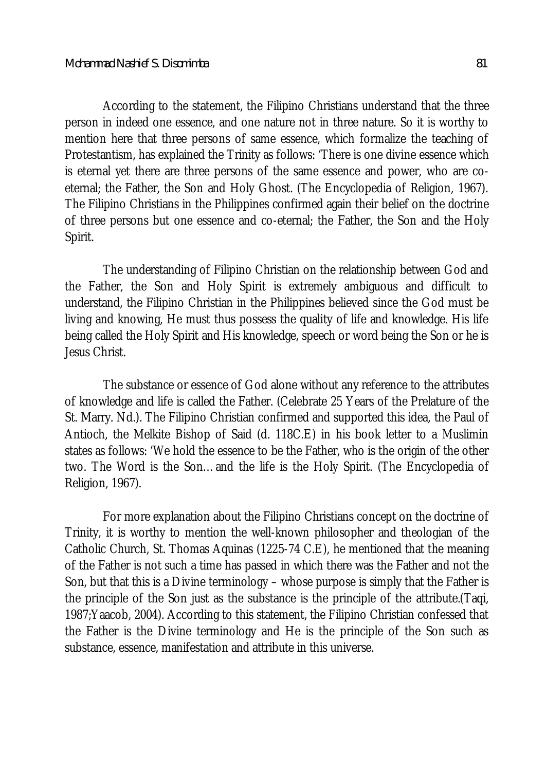According to the statement, the Filipino Christians understand that the three person in indeed one essence, and one nature not in three nature. So it is worthy to mention here that three persons of same essence, which formalize the teaching of Protestantism, has explained the Trinity as follows: 'There is one divine essence which is eternal yet there are three persons of the same essence and power, who are co-eternal; the Father, the Son and Holy Ghost. (The Encyclopedia of Religion, 1967). The Filipino Christians in the Philippines confirmed again their belief on the doctrine of three persons but one essence and co-eternal; the Father, the Son and the Holy Spirit.

The understanding of Filipino Christian on the relationship between God and the Father, the Son and Holy Spirit is extremely ambiguous and difficult to understand, the Filipino Christian in the Philippines believed since the God must be living and knowing, He must thus possess the quality of life and knowledge. His life being called the Holy Spirit and His knowledge, speech or word being the Son or he is Jesus Christ.

The substance or essence of God alone without any reference to the attributes of knowledge and life is called the Father. (Celebrate 25 Years of the Prelature of the St. Marry. Nd.). The Filipino Christian confirmed and supported this idea, the Paul of Antioch, the Melkite Bishop of Said (d. 118C.E) in his book letter to a Muslimin states as follows: 'We hold the essence to be the Father, who is the origin of the other two. The Word is the Son… and the life is the Holy Spirit. (The Encyclopedia of Religion, 1967).

For more explanation about the Filipino Christians concept on the doctrine of Trinity, it is worthy to mention the well-known philosopher and theologian of the Catholic Church, St. Thomas Aquinas (1225-74 C.E), he mentioned that the meaning of the Father is not such a time has passed in which there was the Father and not the Son, but that this is a Divine terminology – whose purpose is simply that the Father is the principle of the Son just as the substance is the principle of the attribute.(Taqi, 1987;Yaacob, 2004). According to this statement, the Filipino Christian confessed that the Father is the Divine terminology and He is the principle of the Son such as substance, essence, manifestation and attribute in this universe.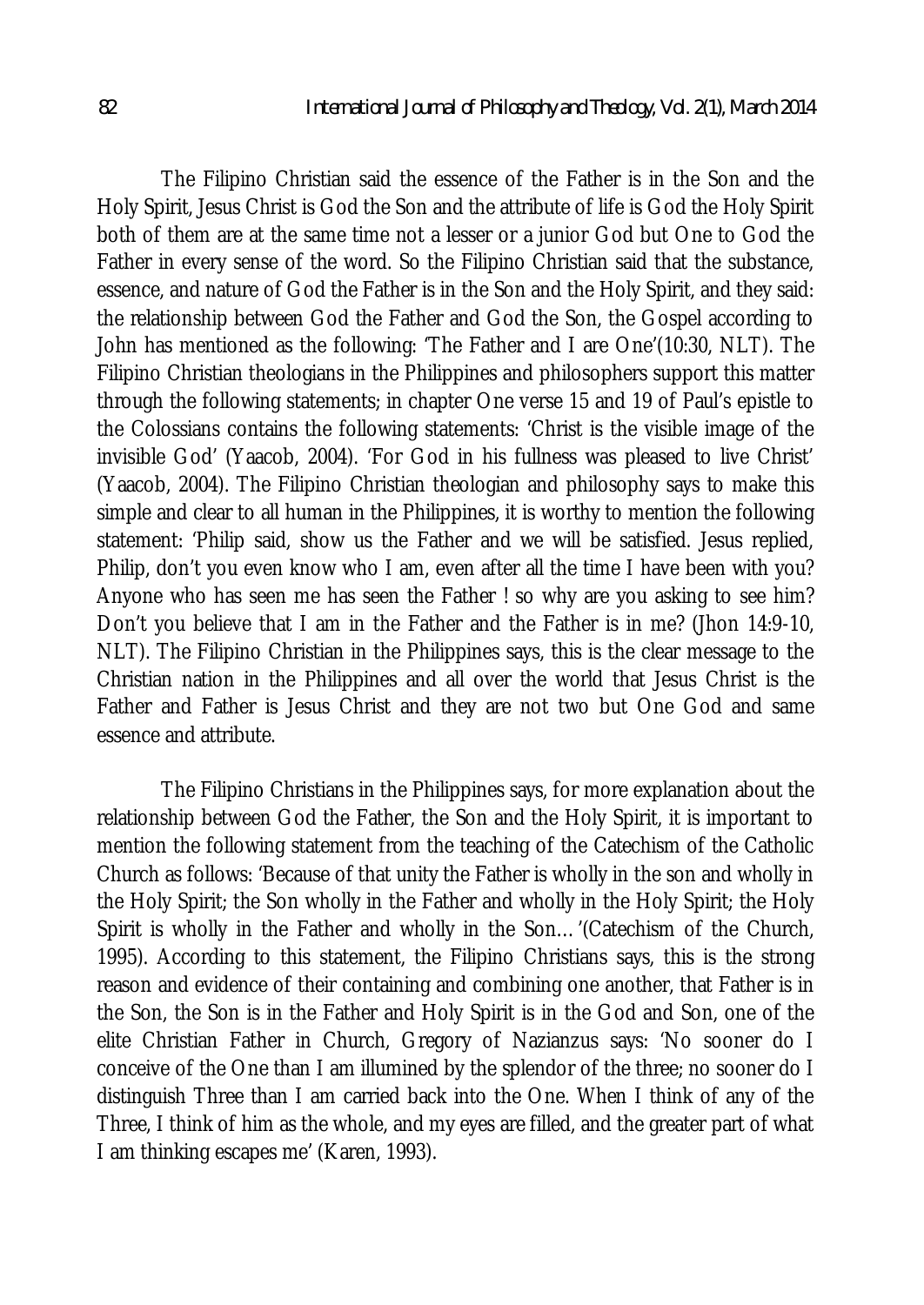The Filipino Christian said the essence of the Father is in the Son and the Holy Spirit, Jesus Christ is God the Son and the attribute of life is God the Holy Spirit both of them are at the same time not a lesser or a junior God but One to God the Father in every sense of the word. So the Filipino Christian said that the substance, essence, and nature of God the Father is in the Son and the Holy Spirit, and they said: the relationship between God the Father and God the Son, the Gospel according to John has mentioned as the following: 'The Father and I are One'(10:30, NLT). The Filipino Christian theologians in the Philippines and philosophers support this matter through the following statements; in chapter One verse 15 and 19 of Paul's epistle to the Colossians contains the following statements: 'Christ is the visible image of the invisible God' (Yaacob, 2004). 'For God in his fullness was pleased to live Christ' (Yaacob, 2004). The Filipino Christian theologian and philosophy says to make this simple and clear to all human in the Philippines, it is worthy to mention the following statement: 'Philip said, show us the Father and we will be satisfied. Jesus replied, Philip, don't you even know who I am, even after all the time I have been with you? Anyone who has seen me has seen the Father ! so why are you asking to see him? Don't you believe that I am in the Father and the Father is in me? (Jhon 14:9-10, NLT). The Filipino Christian in the Philippines says, this is the clear message to the Christian nation in the Philippines and all over the world that Jesus Christ is the Father and Father is Jesus Christ and they are not two but One God and same essence and attribute.

The Filipino Christians in the Philippines says, for more explanation about the relationship between God the Father, the Son and the Holy Spirit, it is important to mention the following statement from the teaching of the Catechism of the Catholic Church as follows: 'Because of that unity the Father is wholly in the son and wholly in the Holy Spirit; the Son wholly in the Father and wholly in the Holy Spirit; the Holy Spirit is wholly in the Father and wholly in the Son…'(Catechism of the Church, 1995). According to this statement, the Filipino Christians says, this is the strong reason and evidence of their containing and combining one another, that Father is in the Son, the Son is in the Father and Holy Spirit is in the God and Son, one of the elite Christian Father in Church, Gregory of Nazianzus says: 'No sooner do I conceive of the One than I am illumined by the splendor of the three; no sooner do I distinguish Three than I am carried back into the One. When I think of any of the Three, I think of him as the whole, and my eyes are filled, and the greater part of what I am thinking escapes me' (Karen, 1993).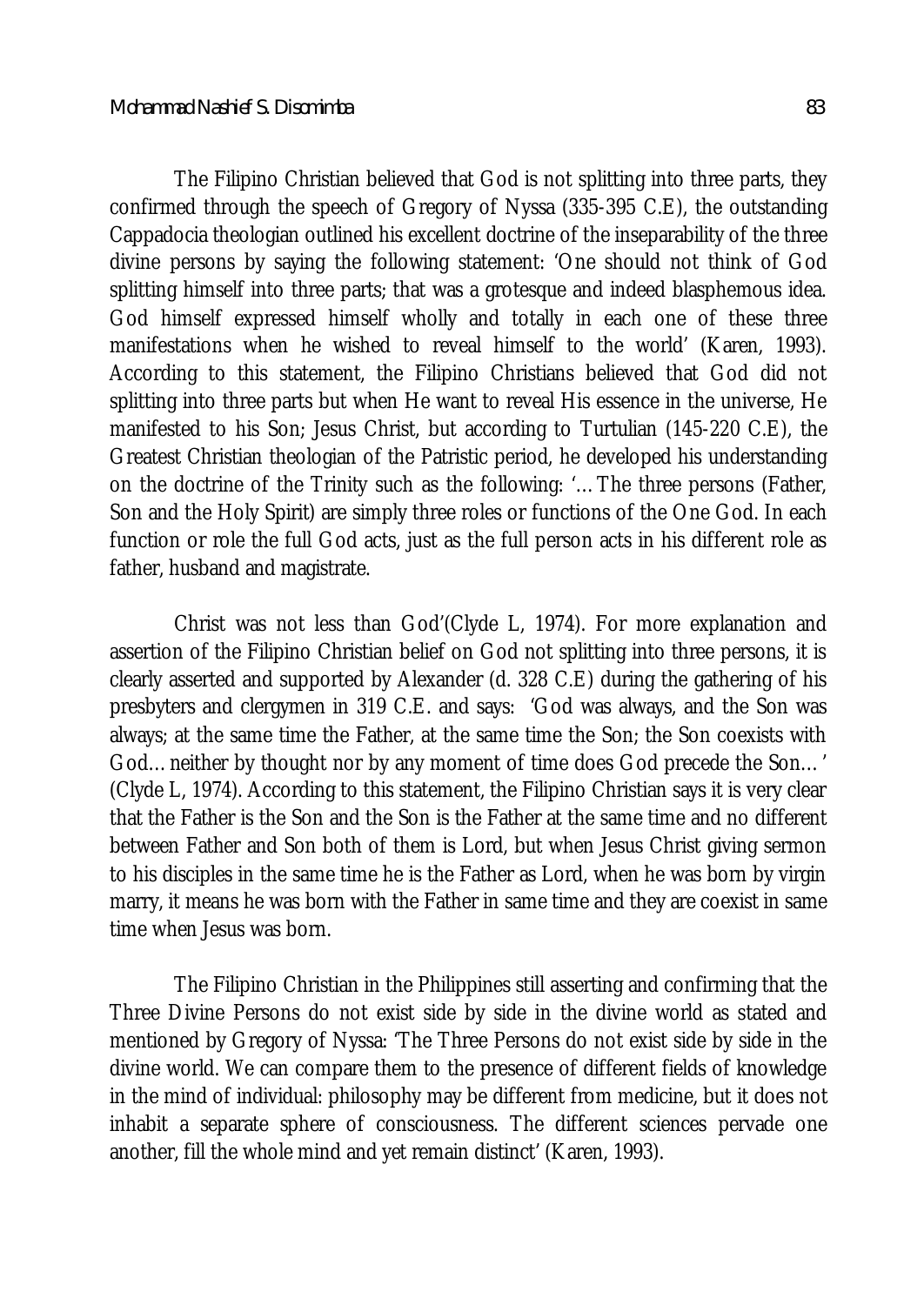The Filipino Christian believed that God is not splitting into three parts, they confirmed through the speech of Gregory of Nyssa (335-395 C.E), the outstanding Cappadocia theologian outlined his excellent doctrine of the inseparability of the three divine persons by saying the following statement: 'One should not think of God splitting himself into three parts; that was a grotesque and indeed blasphemous idea. God himself expressed himself wholly and totally in each one of these three manifestations when he wished to reveal himself to the world' (Karen, 1993). According to this statement, the Filipino Christians believed that God did not splitting into three parts but when He want to reveal His essence in the universe, He manifested to his Son; Jesus Christ, but according to Turtulian (145-220 C.E), the Greatest Christian theologian of the Patristic period, he developed his understanding on the doctrine of the Trinity such as the following: '…The three persons (Father, Son and the Holy Spirit) are simply three roles or functions of the One God. In each function or role the full God acts, just as the full person acts in his different role as father, husband and magistrate.

Christ was not less than God'(Clyde L, 1974). For more explanation and assertion of the Filipino Christian belief on God not splitting into three persons, it is clearly asserted and supported by Alexander (d. 328 C.E) during the gathering of his presbyters and clergymen in 319 C.E. and says: 'God was always, and the Son was always; at the same time the Father, at the same time the Son; the Son coexists with God… neither by thought nor by any moment of time does God precede the Son…' (Clyde L, 1974). According to this statement, the Filipino Christian says it is very clear that the Father is the Son and the Son is the Father at the same time and no different between Father and Son both of them is Lord, but when Jesus Christ giving sermon to his disciples in the same time he is the Father as Lord, when he was born by virgin marry, it means he was born with the Father in same time and they are coexist in same time when Jesus was born.

The Filipino Christian in the Philippines still asserting and confirming that the Three Divine Persons do not exist side by side in the divine world as stated and mentioned by Gregory of Nyssa: 'The Three Persons do not exist side by side in the divine world. We can compare them to the presence of different fields of knowledge in the mind of individual: philosophy may be different from medicine, but it does not inhabit a separate sphere of consciousness. The different sciences pervade one another, fill the whole mind and yet remain distinct' (Karen, 1993).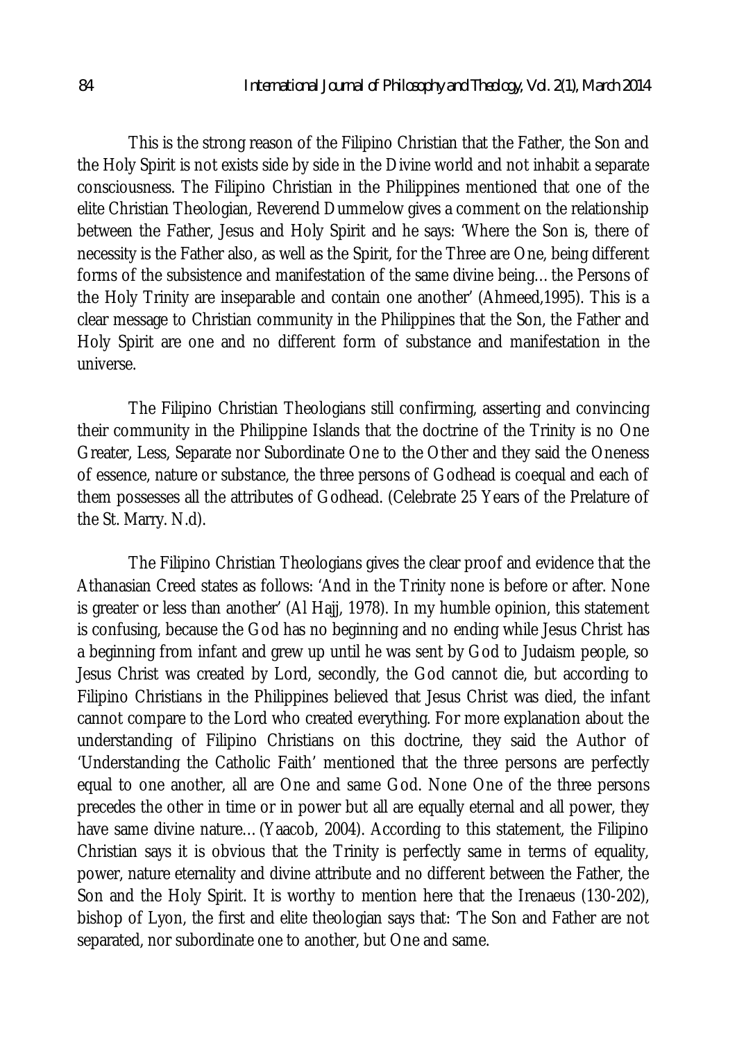This is the strong reason of the Filipino Christian that the Father, the Son and the Holy Spirit is not exists side by side in the Divine world and not inhabit a separate consciousness. The Filipino Christian in the Philippines mentioned that one of the elite Christian Theologian, Reverend Dummelow gives a comment on the relationship between the Father, Jesus and Holy Spirit and he says: 'Where the Son is, there of necessity is the Father also, as well as the Spirit, for the Three are One, being different forms of the subsistence and manifestation of the same divine being… the Persons of the Holy Trinity are inseparable and contain one another' (Ahmeed,1995). This is a clear message to Christian community in the Philippines that the Son, the Father and Holy Spirit are one and no different form of substance and manifestation in the universe.

The Filipino Christian Theologians still confirming, asserting and convincing their community in the Philippine Islands that the doctrine of the Trinity is no One Greater, Less, Separate nor Subordinate One to the Other and they said the Oneness of essence, nature or substance, the three persons of Godhead is coequal and each of them possesses all the attributes of Godhead. (Celebrate 25 Years of the Prelature of the St. Marry. N.d).

The Filipino Christian Theologians gives the clear proof and evidence that the Athanasian Creed states as follows: 'And in the Trinity none is before or after. None is greater or less than another' (Al Hajj, 1978). In my humble opinion, this statement is confusing, because the God has no beginning and no ending while Jesus Christ has a beginning from infant and grew up until he was sent by God to Judaism people, so Jesus Christ was created by Lord, secondly, the God cannot die, but according to Filipino Christians in the Philippines believed that Jesus Christ was died, the infant cannot compare to the Lord who created everything. For more explanation about the understanding of Filipino Christians on this doctrine, they said the Author of 'Understanding the Catholic Faith' mentioned that the three persons are perfectly equal to one another, all are One and same God. None One of the three persons precedes the other in time or in power but all are equally eternal and all power, they have same divine nature… (Yaacob, 2004). According to this statement, the Filipino Christian says it is obvious that the Trinity is perfectly same in terms of equality, power, nature eternality and divine attribute and no different between the Father, the Son and the Holy Spirit. It is worthy to mention here that the Irenaeus (130-202), bishop of Lyon, the first and elite theologian says that: 'The Son and Father are not separated, nor subordinate one to another, but One and same.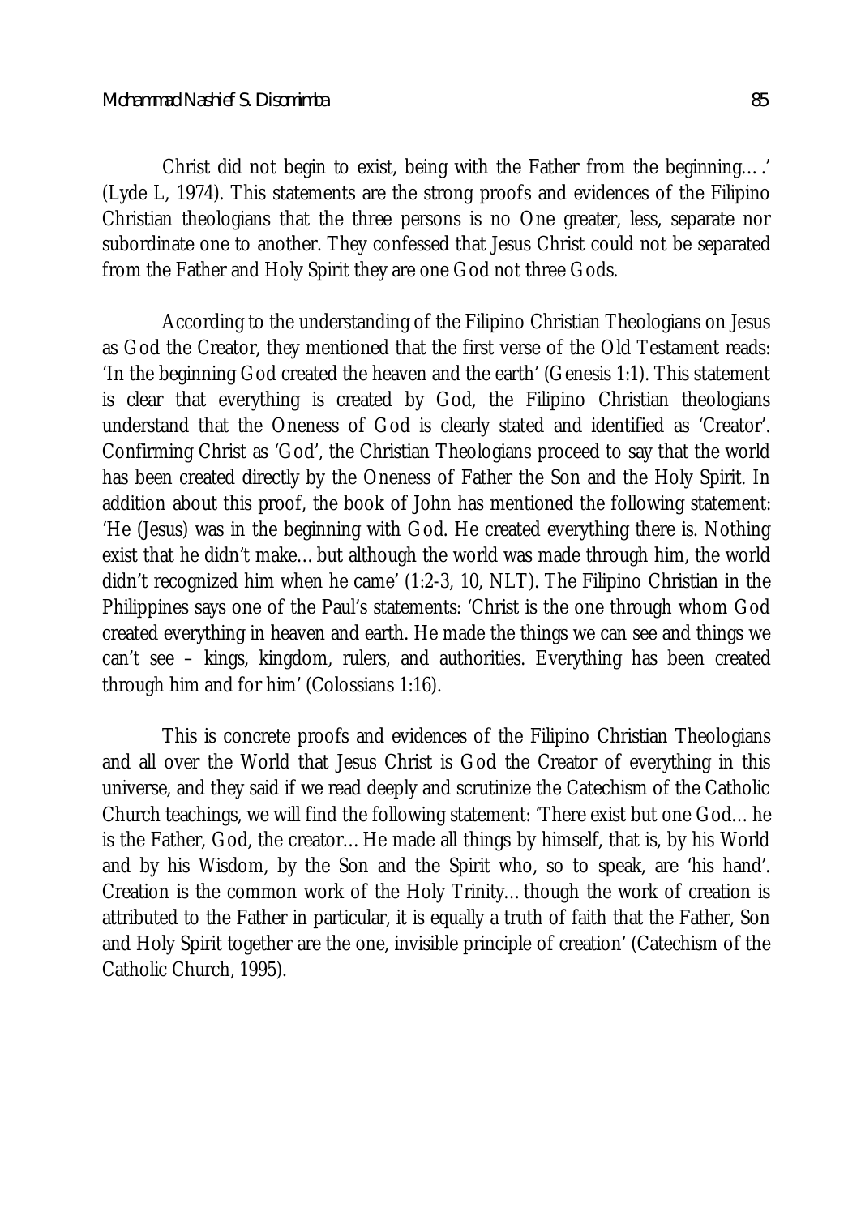Christ did not begin to exist, being with the Father from the beginning….' (Lyde L, 1974). This statements are the strong proofs and evidences of the Filipino Christian theologians that the three persons is no One greater, less, separate nor subordinate one to another. They confessed that Jesus Christ could not be separated from the Father and Holy Spirit they are one God not three Gods.

According to the understanding of the Filipino Christian Theologians on Jesus as God the Creator, they mentioned that the first verse of the Old Testament reads: 'In the beginning God created the heaven and the earth' (Genesis 1:1). This statement is clear that everything is created by God, the Filipino Christian theologians understand that the Oneness of God is clearly stated and identified as 'Creator'. Confirming Christ as 'God', the Christian Theologians proceed to say that the world has been created directly by the Oneness of Father the Son and the Holy Spirit. In addition about this proof, the book of John has mentioned the following statement: 'He (Jesus) was in the beginning with God. He created everything there is. Nothing exist that he didn't make… but although the world was made through him, the world didn't recognized him when he came' (1:2-3, 10, NLT). The Filipino Christian in the Philippines says one of the Paul's statements: 'Christ is the one through whom God created everything in heaven and earth. He made the things we can see and things we can't see – kings, kingdom, rulers, and authorities. Everything has been created through him and for him' (Colossians 1:16).

This is concrete proofs and evidences of the Filipino Christian Theologians and all over the World that Jesus Christ is God the Creator of everything in this universe, and they said if we read deeply and scrutinize the Catechism of the Catholic Church teachings, we will find the following statement: 'There exist but one God… he is the Father, God, the creator… He made all things by himself, that is, by his World and by his Wisdom, by the Son and the Spirit who, so to speak, are 'his hand'. Creation is the common work of the Holy Trinity… though the work of creation is attributed to the Father in particular, it is equally a truth of faith that the Father, Son and Holy Spirit together are the one, invisible principle of creation' (Catechism of the Catholic Church, 1995).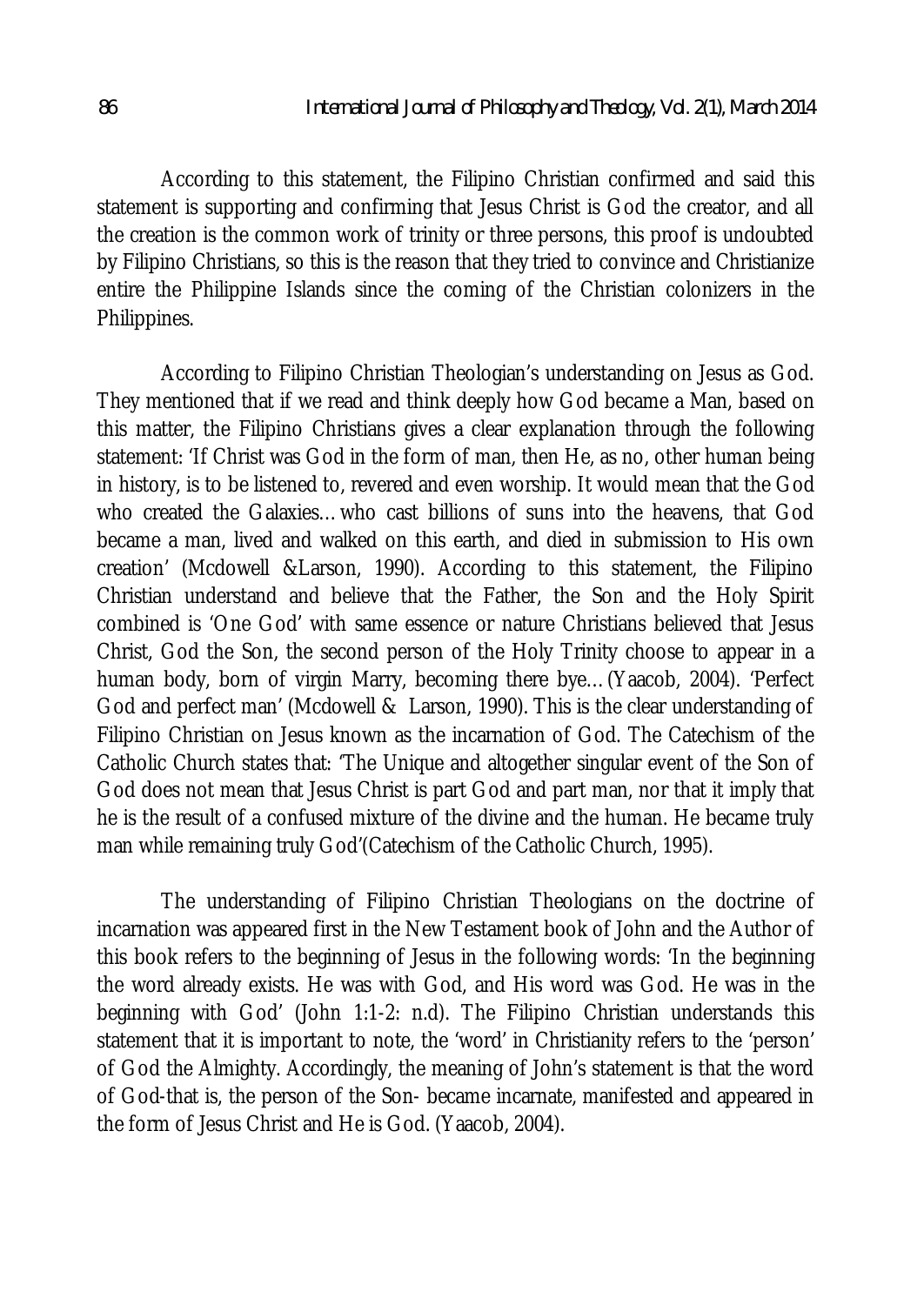According to this statement, the Filipino Christian confirmed and said this statement is supporting and confirming that Jesus Christ is God the creator, and all the creation is the common work of trinity or three persons, this proof is undoubted by Filipino Christians, so this is the reason that they tried to convince and Christianize entire the Philippine Islands since the coming of the Christian colonizers in the Philippines.

According to Filipino Christian Theologian's understanding on Jesus as God. They mentioned that if we read and think deeply how God became a Man, based on this matter, the Filipino Christians gives a clear explanation through the following statement: 'If Christ was God in the form of man, then He, as no, other human being in history, is to be listened to, revered and even worship. It would mean that the God who created the Galaxies…who cast billions of suns into the heavens, that God became a man, lived and walked on this earth, and died in submission to His own creation' (Mcdowell &Larson, 1990). According to this statement, the Filipino Christian understand and believe that the Father, the Son and the Holy Spirit combined is 'One God' with same essence or nature Christians believed that Jesus Christ, God the Son, the second person of the Holy Trinity choose to appear in a human body, born of virgin Marry, becoming there bye…(Yaacob, 2004). 'Perfect God and perfect man' (Mcdowell & Larson, 1990). This is the clear understanding of Filipino Christian on Jesus known as the incarnation of God. The Catechism of the Catholic Church states that: 'The Unique and altogether singular event of the Son of God does not mean that Jesus Christ is part God and part man, nor that it imply that he is the result of a confused mixture of the divine and the human. He became truly man while remaining truly God'(Catechism of the Catholic Church, 1995).

The understanding of Filipino Christian Theologians on the doctrine of incarnation was appeared first in the New Testament book of John and the Author of this book refers to the beginning of Jesus in the following words: 'In the beginning the word already exists. He was with God, and His word was God. He was in the beginning with God' (John 1:1-2: n.d). The Filipino Christian understands this statement that it is important to note, the 'word' in Christianity refers to the 'person' of God the Almighty. Accordingly, the meaning of John's statement is that the word of God-that is, the person of the Son- became incarnate, manifested and appeared in the form of Jesus Christ and He is God. (Yaacob, 2004).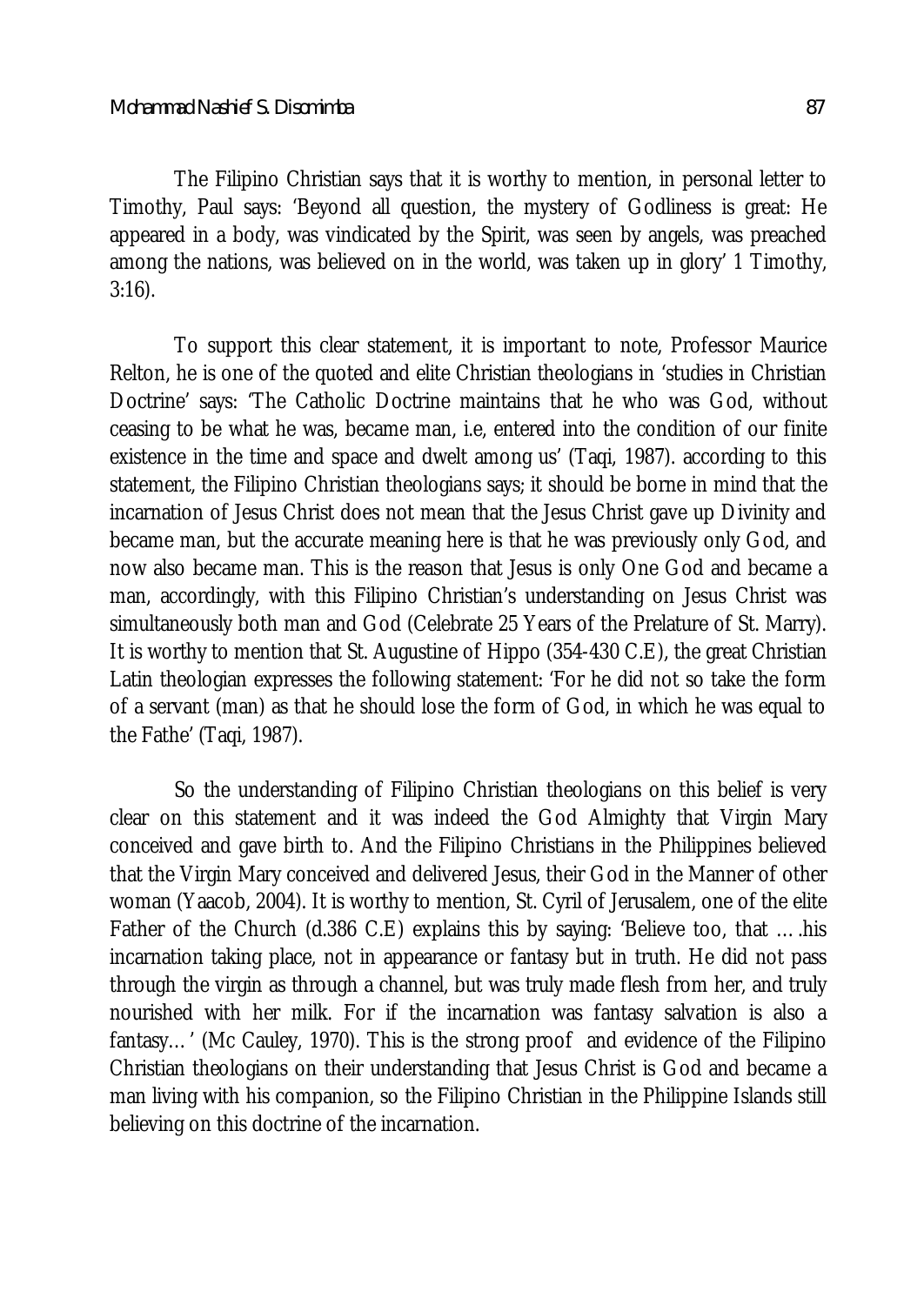The Filipino Christian says that it is worthy to mention, in personal letter to Timothy, Paul says: 'Beyond all question, the mystery of Godliness is great: He appeared in a body, was vindicated by the Spirit, was seen by angels, was preached among the nations, was believed on in the world, was taken up in glory' 1 Timothy, 3:16).

To support this clear statement, it is important to note, Professor Maurice Relton, he is one of the quoted and elite Christian theologians in 'studies in Christian Doctrine' says: 'The Catholic Doctrine maintains that he who was God, without ceasing to be what he was, became man, i.e, entered into the condition of our finite existence in the time and space and dwelt among us' (Taqi, 1987). according to this statement, the Filipino Christian theologians says; it should be borne in mind that the incarnation of Jesus Christ does not mean that the Jesus Christ gave up Divinity and became man, but the accurate meaning here is that he was previously only God, and now also became man. This is the reason that Jesus is only One God and became a man, accordingly, with this Filipino Christian's understanding on Jesus Christ was simultaneously both man and God (Celebrate 25 Years of the Prelature of St. Marry). It is worthy to mention that St. Augustine of Hippo (354-430 C.E), the great Christian Latin theologian expresses the following statement: 'For he did not so take the form of a servant (man) as that he should lose the form of God, in which he was equal to the Fathe' (Taqi, 1987).

So the understanding of Filipino Christian theologians on this belief is very clear on this statement and it was indeed the God Almighty that Virgin Mary conceived and gave birth to. And the Filipino Christians in the Philippines believed that the Virgin Mary conceived and delivered Jesus, their God in the Manner of other woman (Yaacob, 2004). It is worthy to mention, St. Cyril of Jerusalem, one of the elite Father of the Church (d.386 C.E) explains this by saying: 'Believe too, that ….his incarnation taking place, not in appearance or fantasy but in truth. He did not pass through the virgin as through a channel, but was truly made flesh from her, and truly nourished with her milk. For if the incarnation was fantasy salvation is also a fantasy…' (Mc Cauley, 1970). This is the strong proof and evidence of the Filipino Christian theologians on their understanding that Jesus Christ is God and became a man living with his companion, so the Filipino Christian in the Philippine Islands still believing on this doctrine of the incarnation.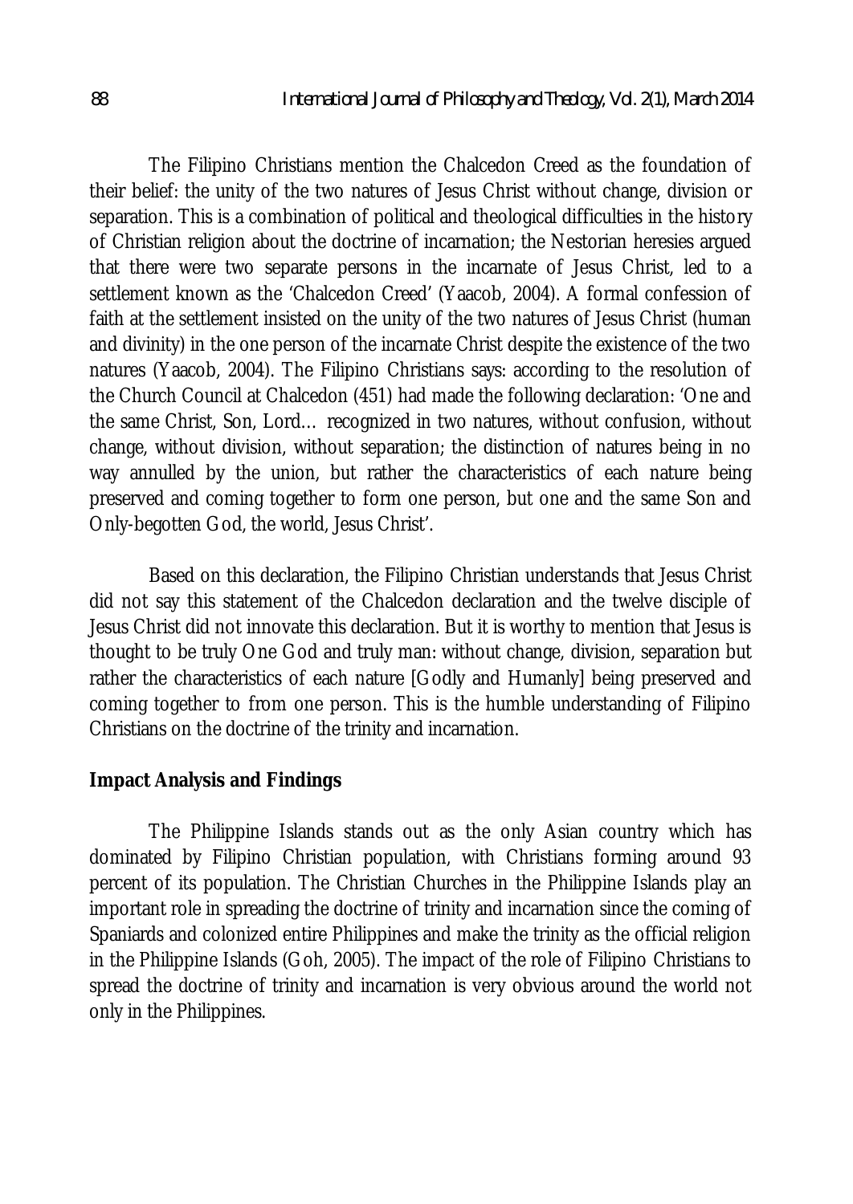The Filipino Christians mention the Chalcedon Creed as the foundation of their belief: the unity of the two natures of Jesus Christ without change, division or separation. This is a combination of political and theological difficulties in the history of Christian religion about the doctrine of incarnation; the Nestorian heresies argued that there were two separate persons in the incarnate of Jesus Christ, led to a settlement known as the 'Chalcedon Creed' (Yaacob, 2004). A formal confession of faith at the settlement insisted on the unity of the two natures of Jesus Christ (human and divinity) in the one person of the incarnate Christ despite the existence of the two natures (Yaacob, 2004). The Filipino Christians says: according to the resolution of the Church Council at Chalcedon (451) had made the following declaration: 'One and the same Christ, Son, Lord… recognized in two natures, without confusion, without change, without division, without separation; the distinction of natures being in no way annulled by the union, but rather the characteristics of each nature being preserved and coming together to form one person, but one and the same Son and Only-begotten God, the world, Jesus Christ'.

Based on this declaration, the Filipino Christian understands that Jesus Christ did not say this statement of the Chalcedon declaration and the twelve disciple of Jesus Christ did not innovate this declaration. But it is worthy to mention that Jesus is thought to be truly One God and truly man: without change, division, separation but rather the characteristics of each nature [Godly and Humanly] being preserved and coming together to from one person. This is the humble understanding of Filipino Christians on the doctrine of the trinity and incarnation.

## Impact Analysis and Findings

The Philippine Islands stands out as the only Asian country which has dominated by Filipino Christian population, with Christians forming around 93 percent of its population. The Christian Churches in the Philippine Islands play an important role in spreading the doctrine of trinity and incarnation since the coming of Spaniards and colonized entire Philippines and make the trinity as the official religion in the Philippine Islands (Goh, 2005). The impact of the role of Filipino Christians to spread the doctrine of trinity and incarnation is very obvious around the world not only in the Philippines.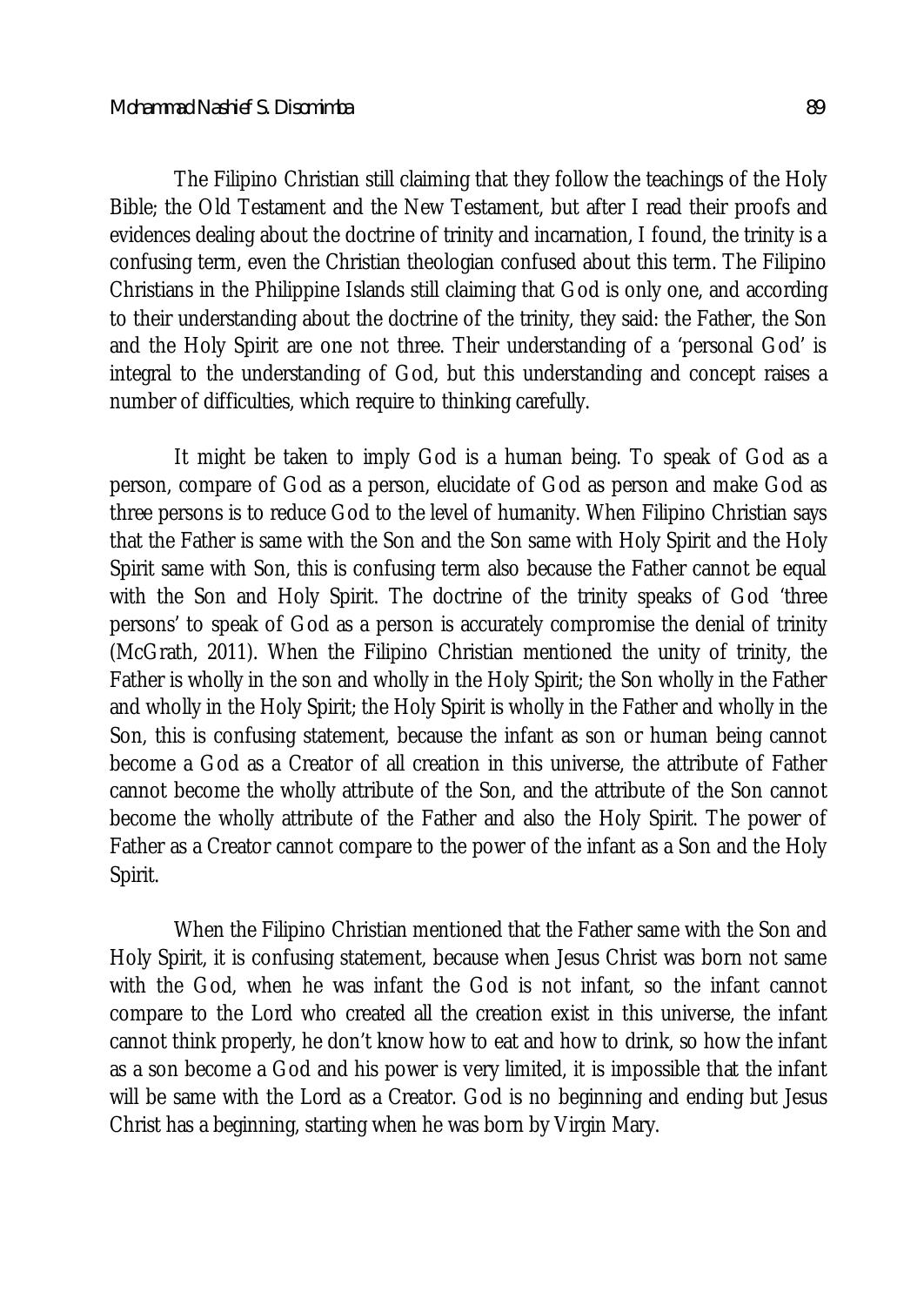The Filipino Christian still claiming that they follow the teachings of the Holy Bible; the Old Testament and the New Testament, but after I read their proofs and evidences dealing about the doctrine of trinity and incarnation, I found, the trinity is a confusing term, even the Christian theologian confused about this term. The Filipino Christians in the Philippine Islands still claiming that God is only one, and according to their understanding about the doctrine of the trinity, they said: the Father, the Son and the Holy Spirit are one not three. Their understanding of a 'personal God' is integral to the understanding of God, but this understanding and concept raises a number of difficulties, which require to thinking carefully.

It might be taken to imply God is a human being. To speak of God as a person, compare of God as a person, elucidate of God as person and make God as three persons is to reduce God to the level of humanity. When Filipino Christian says that the Father is same with the Son and the Son same with Holy Spirit and the Holy Spirit same with Son, this is confusing term also because the Father cannot be equal with the Son and Holy Spirit. The doctrine of the trinity speaks of God 'three persons' to speak of God as a person is accurately compromise the denial of trinity (McGrath, 2011). When the Filipino Christian mentioned the unity of trinity, the Father is wholly in the son and wholly in the Holy Spirit; the Son wholly in the Father and wholly in the Holy Spirit; the Holy Spirit is wholly in the Father and wholly in the Son, this is confusing statement, because the infant as son or human being cannot become a God as a Creator of all creation in this universe, the attribute of Father cannot become the wholly attribute of the Son, and the attribute of the Son cannot become the wholly attribute of the Father and also the Holy Spirit. The power of Father as a Creator cannot compare to the power of the infant as a Son and the Holy Spirit.

When the Filipino Christian mentioned that the Father same with the Son and Holy Spirit, it is confusing statement, because when Jesus Christ was born not same with the God, when he was infant the God is not infant, so the infant cannot compare to the Lord who created all the creation exist in this universe, the infant cannot think properly, he don't know how to eat and how to drink, so how the infant as a son become a God and his power is very limited, it is impossible that the infant will be same with the Lord as a Creator. God is no beginning and ending but Jesus Christ has a beginning, starting when he was born by Virgin Mary.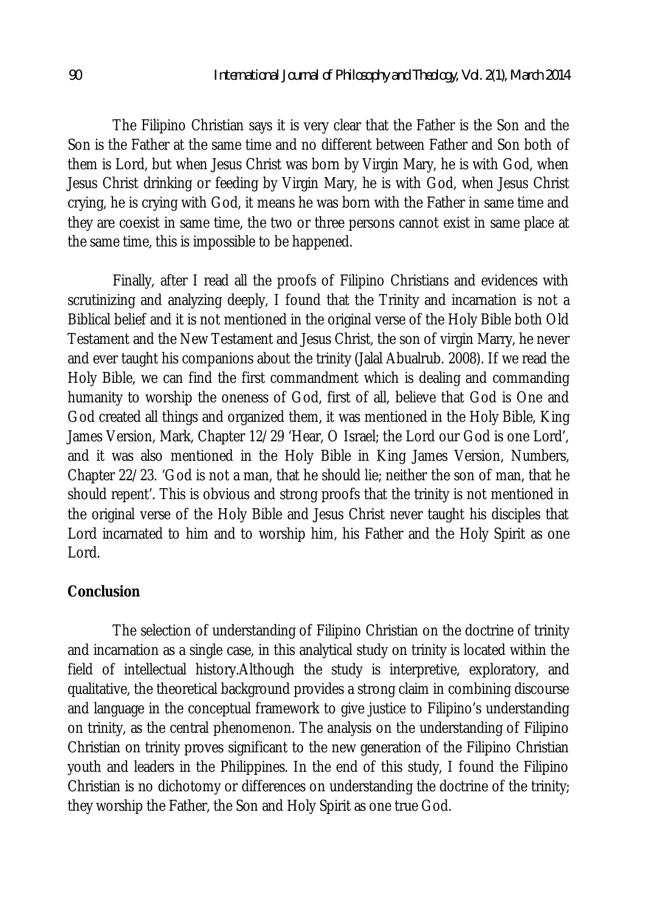The Filipino Christian says it is very clear that the Father is the Son and the Son is the Father at the same time and no different between Father and Son both of them is Lord, but when Jesus Christ was born by Virgin Mary, he is with God, when Jesus Christ drinking or feeding by Virgin Mary, he is with God, when Jesus Christ crying, he is crying with God, it means he was born with the Father in same time and they are coexist in same time, the two or three persons cannot exist in same place at the same time, this is impossible to be happened.

Finally, after I read all the proofs of Filipino Christians and evidences with scrutinizing and analyzing deeply, I found that the Trinity and incarnation is not a Biblical belief and it is not mentioned in the original verse of the Holy Bible both Old Testament and the New Testament and Jesus Christ, the son of virgin Marry, he never and ever taught his companions about the trinity (Jalal Abualrub. 2008). If we read the Holy Bible, we can find the first commandment which is dealing and commanding humanity to worship the oneness of God, first of all, believe that God is One and God created all things and organized them, it was mentioned in the Holy Bible, King James Version, Mark, Chapter 12/29 'Hear, O Israel; the Lord our God is one Lord', and it was also mentioned in the Holy Bible in King James Version, Numbers, Chapter 22/23. 'God is not a man, that he should lie; neither the son of man, that he should repent'. This is obvious and strong proofs that the trinity is not mentioned in the original verse of the Holy Bible and Jesus Christ never taught his disciples that Lord incarnated to him and to worship him, his Father and the Holy Spirit as one Lord.

## Conclusion

The selection of understanding of Filipino Christian on the doctrine of trinity and incarnation as a single case, in this analytical study on trinity is located within the field of intellectual history.Although the study is interpretive, exploratory, and qualitative, the theoretical background provides a strong claim in combining discourse and language in the conceptual framework to give justice to Filipino's understanding on trinity, as the central phenomenon. The analysis on the understanding of Filipino Christian on trinity proves significant to the new generation of the Filipino Christian youth and leaders in the Philippines. In the end of this study, I found the Filipino Christian is no dichotomy or differences on understanding the doctrine of the trinity; they worship the Father, the Son and Holy Spirit as one true God.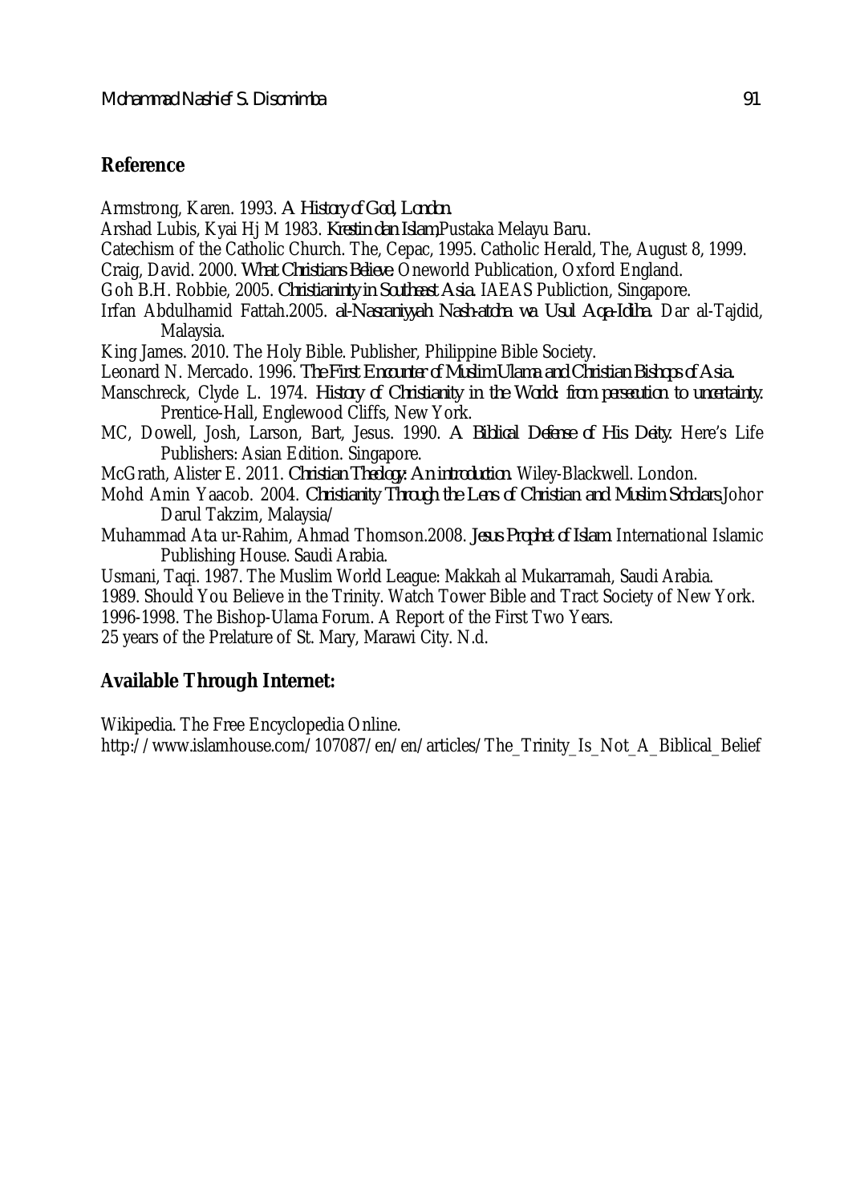## Reference

Armstrong, Karen. 1993. *A History of God, London.*

Arshad Lubis, Kyai Hj M 1983. *Krestin dan Islam,*Pustaka Melayu Baru.

Catechism of the Catholic Church. The, Cepac, 1995. Catholic Herald, The, August 8, 1999.

Craig, David. 2000. *What Christians Believe.* Oneworld Publication, Oxford England.

Goh B.H. Robbie, 2005. *Christianinty in Southeast Asia.* IAEAS Publiction, Singapore.

Irfan Abdulhamid Fattah.2005. *al-Nasraniyyah Nash-atoha wa Usul Aqa-Idiha.* Dar al-Tajdid, Malaysia.

King James. 2010. The Holy Bible. Publisher, Philippine Bible Society.

Leonard N. Mercado. 1996. *The First Encounter of Muslim Ulama and Christian Bishops of Asia.*

Manschreck, Clyde L. 1974. *History of Christianity in the World: from persecution to uncertainty.* Prentice-Hall, Englewood Cliffs, New York.

MC, Dowell, Josh, Larson, Bart, Jesus. 1990. *A Biblical Defense of His Deity.* Here's Life Publishers: Asian Edition. Singapore.

McGrath, Alister E. 2011. *Christian Theology: An introduction.* Wiley-Blackwell. London.

Mohd Amin Yaacob. 2004. *Christianity Through the Lens of Christian and Muslim Scholars,*Johor Darul Takzim, Malaysia/

Muhammad Ata ur-Rahim, Ahmad Thomson.2008. *Jesus Prophet of Islam.* International Islamic Publishing House. Saudi Arabia.

Usmani, Taqi. 1987. The Muslim World League: Makkah al Mukarramah, Saudi Arabia.

1989. Should You Believe in the Trinity. Watch Tower Bible and Tract Society of New York.

1996-1998. The Bishop-Ulama Forum. A Report of the First Two Years.

25 years of the Prelature of St. Mary, Marawi City. N.d.

## Available Through Internet:

Wikipedia. The Free Encyclopedia Online.

http://www.islamhouse.com/107087/en/en/articles/The_Trinity_Is_Not_A_Biblical_Belief